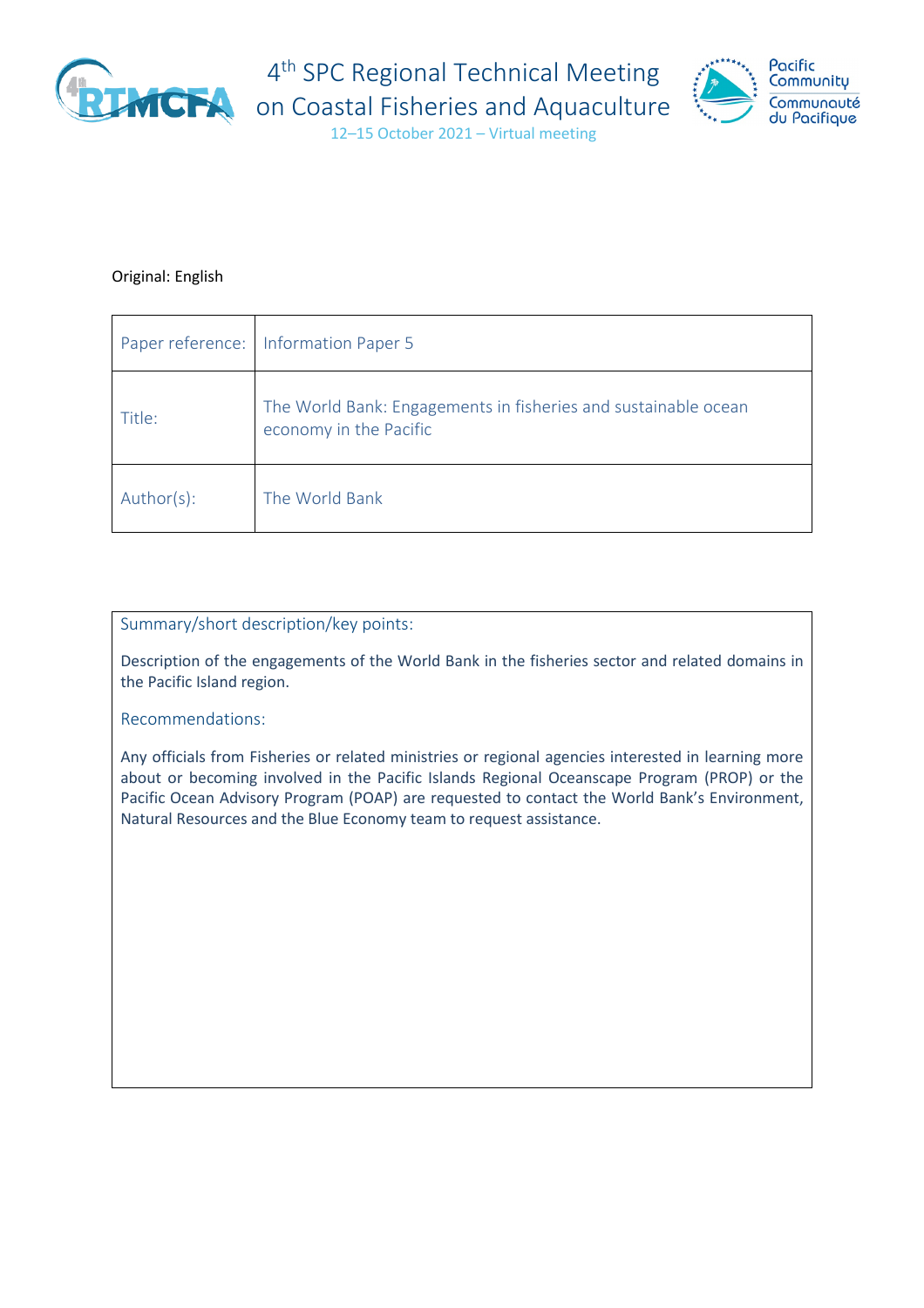# 4th SPC Regional Technical Meeting on Coastal Fisheries and Aquaculture

12–15 October 2021 – Virtual meeting

Original: English

| Paper reference: | Information Paper 5 |
|---|---|
| Title: | The World Bank: Engagements in fisheries and sustainable ocean economy in the Pacific |
| Author(s): | The World Bank |

Summary/short description/key points:

Description of the engagements of the World Bank in the fisheries sector and related domains in the Pacific Island region.

Recommendations:

Any officials from Fisheries or related ministries or regional agencies interested in learning more about or becoming involved in the Pacific Islands Regional Oceanscape Program (PROP) or the Pacific Ocean Advisory Program (POAP) are requested to contact the World Bank's Environment, Natural Resources and the Blue Economy team to request assistance.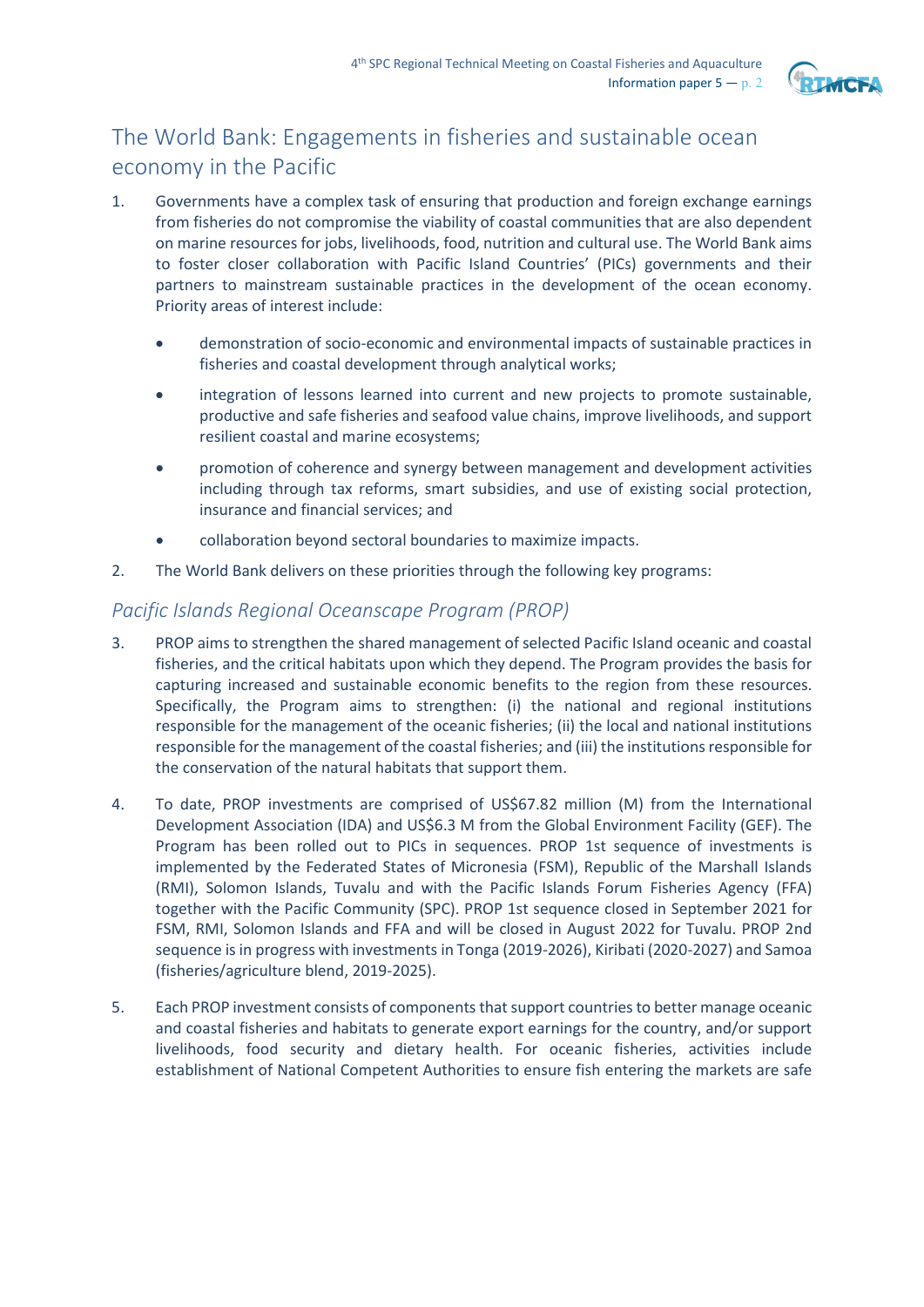## The World Bank: Engagements in fisheries and sustainable ocean economy in the Pacific

1. Governments have a complex task of ensuring that production and foreign exchange earnings from fisheries do not compromise the viability of coastal communities that are also dependent on marine resources for jobs, livelihoods, food, nutrition and cultural use. The World Bank aims to foster closer collaboration with Pacific Island Countries' (PICs) governments and their partners to mainstream sustainable practices in the development of the ocean economy. Priority areas of interest include:

   - demonstration of socio-economic and environmental impacts of sustainable practices in fisheries and coastal development through analytical works;
   - integration of lessons learned into current and new projects to promote sustainable, productive and safe fisheries and seafood value chains, improve livelihoods, and support resilient coastal and marine ecosystems;
   - promotion of coherence and synergy between management and development activities including through tax reforms, smart subsidies, and use of existing social protection, insurance and financial services; and
   - collaboration beyond sectoral boundaries to maximize impacts.

2. The World Bank delivers on these priorities through the following key programs:

### *Pacific Islands Regional Oceanscape Program (PROP)*

3. PROP aims to strengthen the shared management of selected Pacific Island oceanic and coastal fisheries, and the critical habitats upon which they depend. The Program provides the basis for capturing increased and sustainable economic benefits to the region from these resources. Specifically, the Program aims to strengthen: (i) the national and regional institutions responsible for the management of the oceanic fisheries; (ii) the local and national institutions responsible for the management of the coastal fisheries; and (iii) the institutions responsible for the conservation of the natural habitats that support them.

4. To date, PROP investments are comprised of US$67.82 million (M) from the International Development Association (IDA) and US$6.3 M from the Global Environment Facility (GEF). The Program has been rolled out to PICs in sequences. PROP 1st sequence of investments is implemented by the Federated States of Micronesia (FSM), Republic of the Marshall Islands (RMI), Solomon Islands, Tuvalu and with the Pacific Islands Forum Fisheries Agency (FFA) together with the Pacific Community (SPC). PROP 1st sequence closed in September 2021 for FSM, RMI, Solomon Islands and FFA and will be closed in August 2022 for Tuvalu. PROP 2nd sequence is in progress with investments in Tonga (2019-2026), Kiribati (2020-2027) and Samoa (fisheries/agriculture blend, 2019-2025).

5. Each PROP investment consists of components that support countries to better manage oceanic and coastal fisheries and habitats to generate export earnings for the country, and/or support livelihoods, food security and dietary health. For oceanic fisheries, activities include establishment of National Competent Authorities to ensure fish entering the markets are safe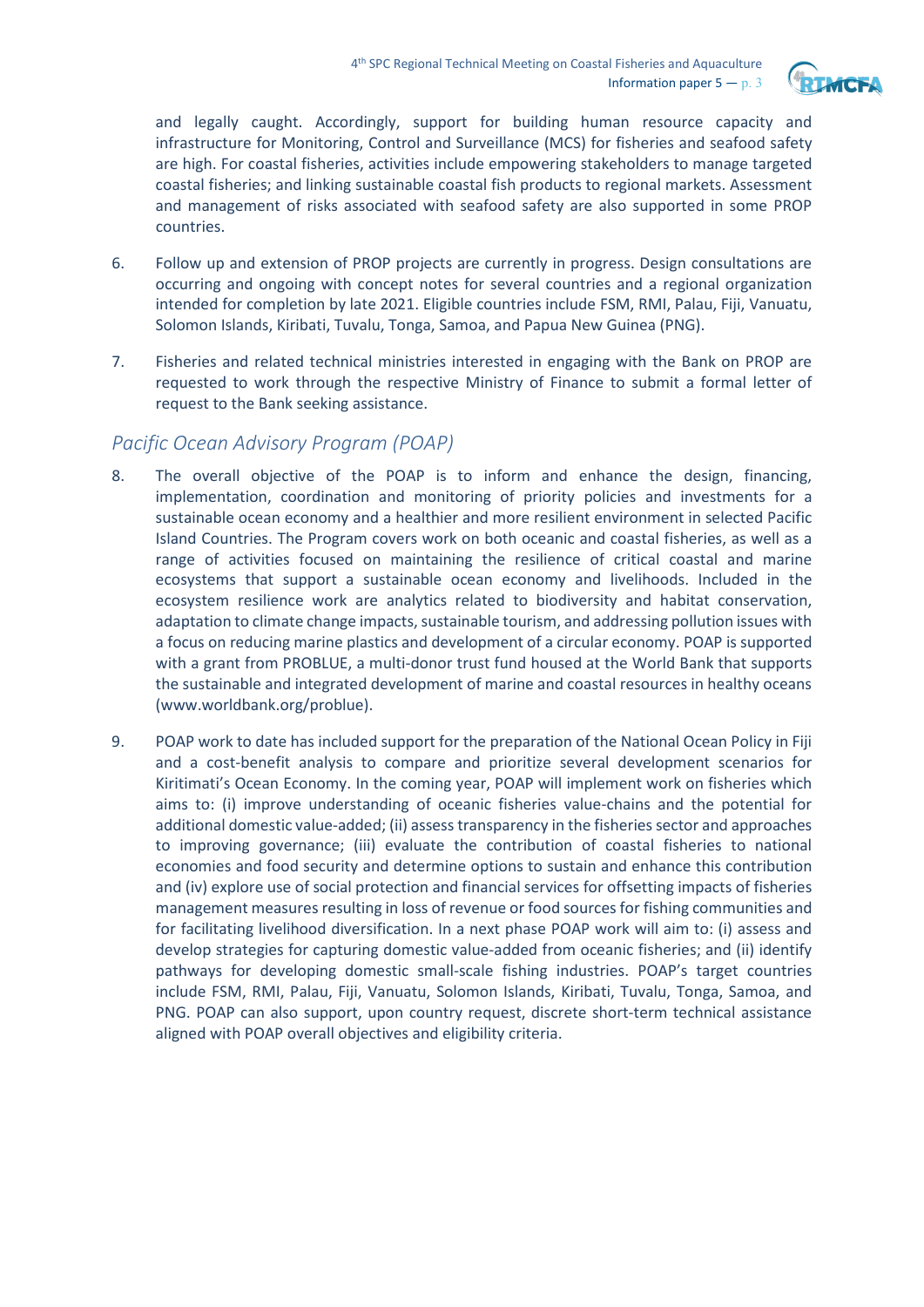and legally caught. Accordingly, support for building human resource capacity and infrastructure for Monitoring, Control and Surveillance (MCS) for fisheries and seafood safety are high. For coastal fisheries, activities include empowering stakeholders to manage targeted coastal fisheries; and linking sustainable coastal fish products to regional markets. Assessment and management of risks associated with seafood safety are also supported in some PROP countries.

6. Follow up and extension of PROP projects are currently in progress. Design consultations are occurring and ongoing with concept notes for several countries and a regional organization intended for completion by late 2021. Eligible countries include FSM, RMI, Palau, Fiji, Vanuatu, Solomon Islands, Kiribati, Tuvalu, Tonga, Samoa, and Papua New Guinea (PNG).

7. Fisheries and related technical ministries interested in engaging with the Bank on PROP are requested to work through the respective Ministry of Finance to submit a formal letter of request to the Bank seeking assistance.

## *Pacific Ocean Advisory Program (POAP)*

8. The overall objective of the POAP is to inform and enhance the design, financing, implementation, coordination and monitoring of priority policies and investments for a sustainable ocean economy and a healthier and more resilient environment in selected Pacific Island Countries. The Program covers work on both oceanic and coastal fisheries, as well as a range of activities focused on maintaining the resilience of critical coastal and marine ecosystems that support a sustainable ocean economy and livelihoods. Included in the ecosystem resilience work are analytics related to biodiversity and habitat conservation, adaptation to climate change impacts, sustainable tourism, and addressing pollution issues with a focus on reducing marine plastics and development of a circular economy. POAP is supported with a grant from PROBLUE, a multi-donor trust fund housed at the World Bank that supports the sustainable and integrated development of marine and coastal resources in healthy oceans (www.worldbank.org/problue).

9. POAP work to date has included support for the preparation of the National Ocean Policy in Fiji and a cost-benefit analysis to compare and prioritize several development scenarios for Kiritimati's Ocean Economy. In the coming year, POAP will implement work on fisheries which aims to: (i) improve understanding of oceanic fisheries value-chains and the potential for additional domestic value-added; (ii) assess transparency in the fisheries sector and approaches to improving governance; (iii) evaluate the contribution of coastal fisheries to national economies and food security and determine options to sustain and enhance this contribution and (iv) explore use of social protection and financial services for offsetting impacts of fisheries management measures resulting in loss of revenue or food sources for fishing communities and for facilitating livelihood diversification. In a next phase POAP work will aim to: (i) assess and develop strategies for capturing domestic value-added from oceanic fisheries; and (ii) identify pathways for developing domestic small-scale fishing industries. POAP's target countries include FSM, RMI, Palau, Fiji, Vanuatu, Solomon Islands, Kiribati, Tuvalu, Tonga, Samoa, and PNG. POAP can also support, upon country request, discrete short-term technical assistance aligned with POAP overall objectives and eligibility criteria.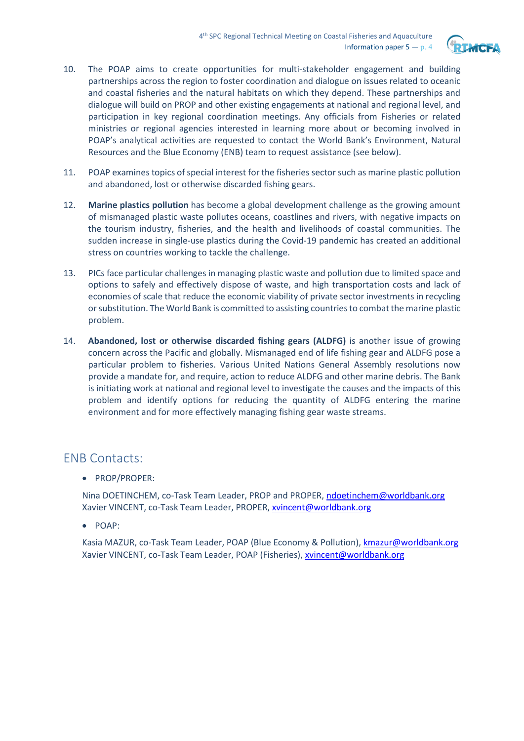10. The POAP aims to create opportunities for multi-stakeholder engagement and building partnerships across the region to foster coordination and dialogue on issues related to oceanic and coastal fisheries and the natural habitats on which they depend. These partnerships and dialogue will build on PROP and other existing engagements at national and regional level, and participation in key regional coordination meetings. Any officials from Fisheries or related ministries or regional agencies interested in learning more about or becoming involved in POAP's analytical activities are requested to contact the World Bank's Environment, Natural Resources and the Blue Economy (ENB) team to request assistance (see below).

11. POAP examines topics of special interest for the fisheries sector such as marine plastic pollution and abandoned, lost or otherwise discarded fishing gears.

12. **Marine plastics pollution** has become a global development challenge as the growing amount of mismanaged plastic waste pollutes oceans, coastlines and rivers, with negative impacts on the tourism industry, fisheries, and the health and livelihoods of coastal communities. The sudden increase in single-use plastics during the Covid-19 pandemic has created an additional stress on countries working to tackle the challenge.

13. PICs face particular challenges in managing plastic waste and pollution due to limited space and options to safely and effectively dispose of waste, and high transportation costs and lack of economies of scale that reduce the economic viability of private sector investments in recycling or substitution. The World Bank is committed to assisting countries to combat the marine plastic problem.

14. **Abandoned, lost or otherwise discarded fishing gears (ALDFG)** is another issue of growing concern across the Pacific and globally. Mismanaged end of life fishing gear and ALDFG pose a particular problem to fisheries. Various United Nations General Assembly resolutions now provide a mandate for, and require, action to reduce ALDFG and other marine debris. The Bank is initiating work at national and regional level to investigate the causes and the impacts of this problem and identify options for reducing the quantity of ALDFG entering the marine environment and for more effectively managing fishing gear waste streams.

## ENB Contacts:

- PROP/PROPER:

Nina DOETINCHEM, co-Task Team Leader, PROP and PROPER, ndoetinchem@worldbank.org
Xavier VINCENT, co-Task Team Leader, PROPER, xvincent@worldbank.org

- POAP:

Kasia MAZUR, co-Task Team Leader, POAP (Blue Economy & Pollution), kmazur@worldbank.org
Xavier VINCENT, co-Task Team Leader, POAP (Fisheries), xvincent@worldbank.org